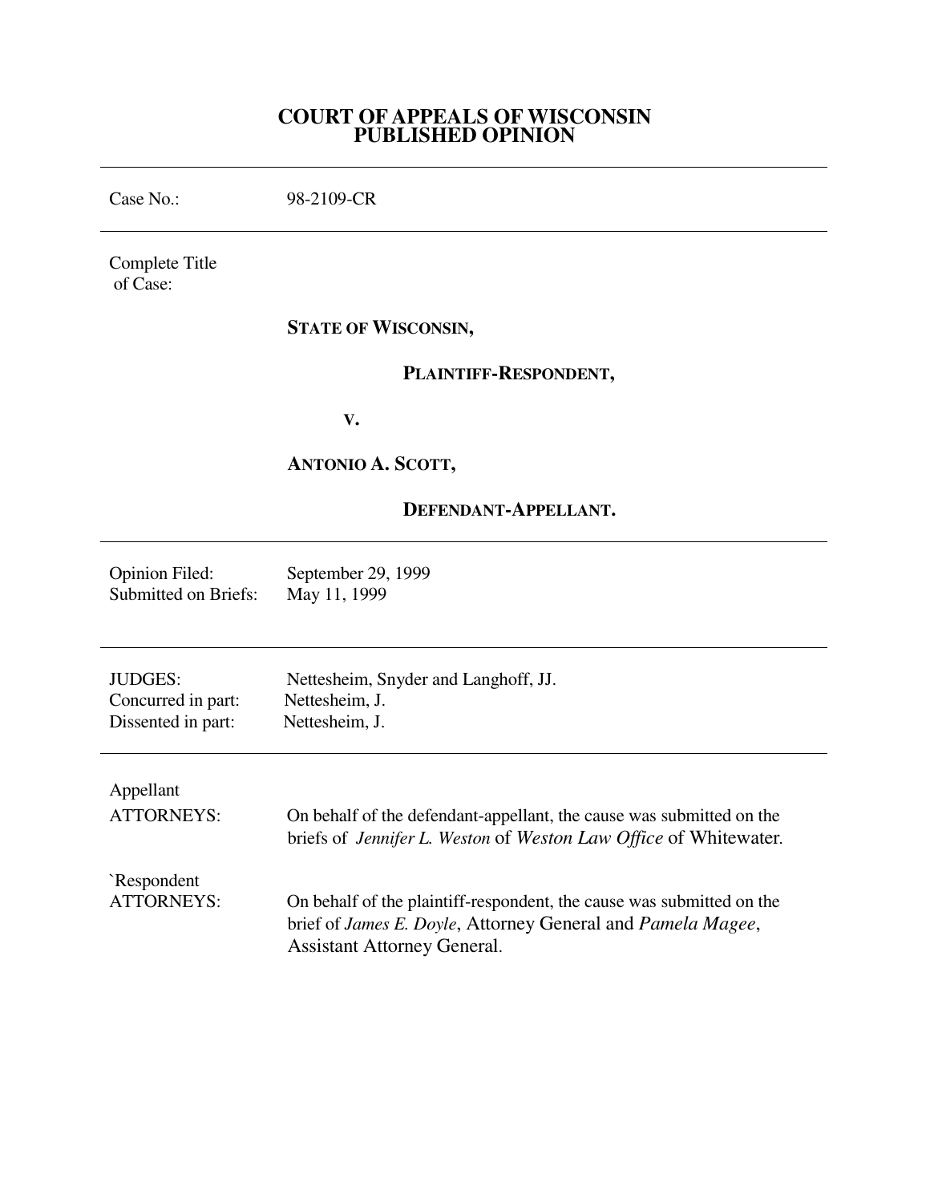# COURT OF APPEALS OF WISCONSIN
# PUBLISHED OPINION

---

Case No.: 98-2109-CR

---

Complete Title of Case:

**STATE OF WISCONSIN,**

**PLAINTIFF-RESPONDENT,**

**V.**

**ANTONIO A. SCOTT,**

**DEFENDANT-APPELLANT.**

---

Opinion Filed: September 29, 1999
Submitted on Briefs: May 11, 1999

---

JUDGES: Nettesheim, Snyder and Langhoff, JJ.
Concurred in part: Nettesheim, J.
Dissented in part: Nettesheim, J.

---

Appellant
ATTORNEYS: On behalf of the defendant-appellant, the cause was submitted on the briefs of *Jennifer L. Weston* of *Weston Law Office* of Whitewater.

`Respondent
ATTORNEYS: On behalf of the plaintiff-respondent, the cause was submitted on the brief of *James E. Doyle*, Attorney General and *Pamela Magee*, Assistant Attorney General.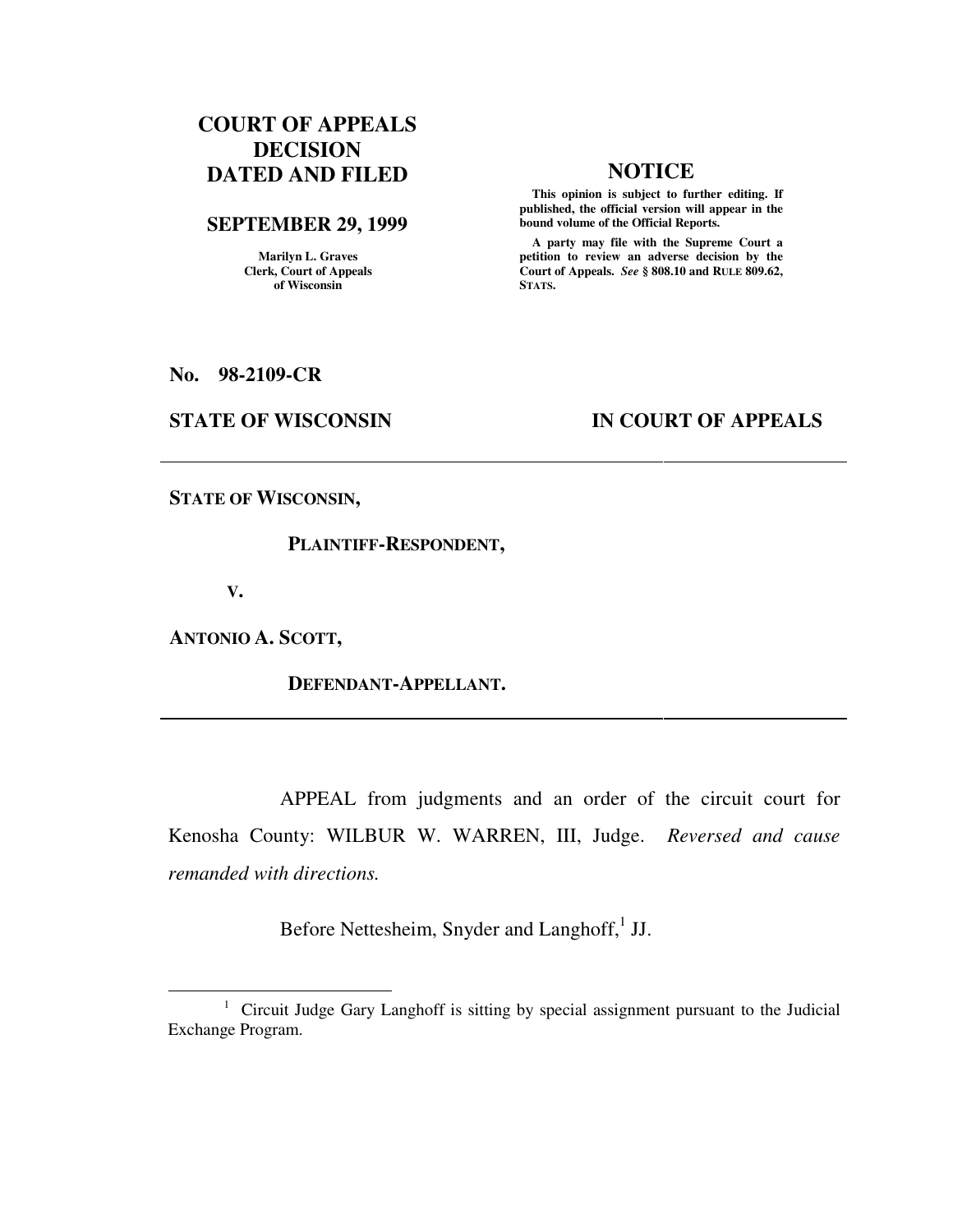**COURT OF APPEALS DECISION DATED AND FILED**

**SEPTEMBER 29, 1999**

**Marilyn L. Graves Clerk, Court of Appeals of Wisconsin**

**NOTICE**

**This opinion is subject to further editing. If published, the official version will appear in the bound volume of the Official Reports.**

**A party may file with the Supreme Court a petition to review an adverse decision by the Court of Appeals. *See* § 808.10 and RULE 809.62, STATS.**

**No. 98-2109-CR**

**STATE OF WISCONSIN IN COURT OF APPEALS**

---

**STATE OF WISCONSIN,**

**PLAINTIFF-RESPONDENT,**

**V.**

**ANTONIO A. SCOTT,**

**DEFENDANT-APPELLANT.**

---

APPEAL from judgments and an order of the circuit court for Kenosha County: WILBUR W. WARREN, III, Judge. *Reversed and cause remanded with directions.*

Before Nettesheim, Snyder and Langhoff,[1] JJ.

[1] Circuit Judge Gary Langhoff is sitting by special assignment pursuant to the Judicial Exchange Program.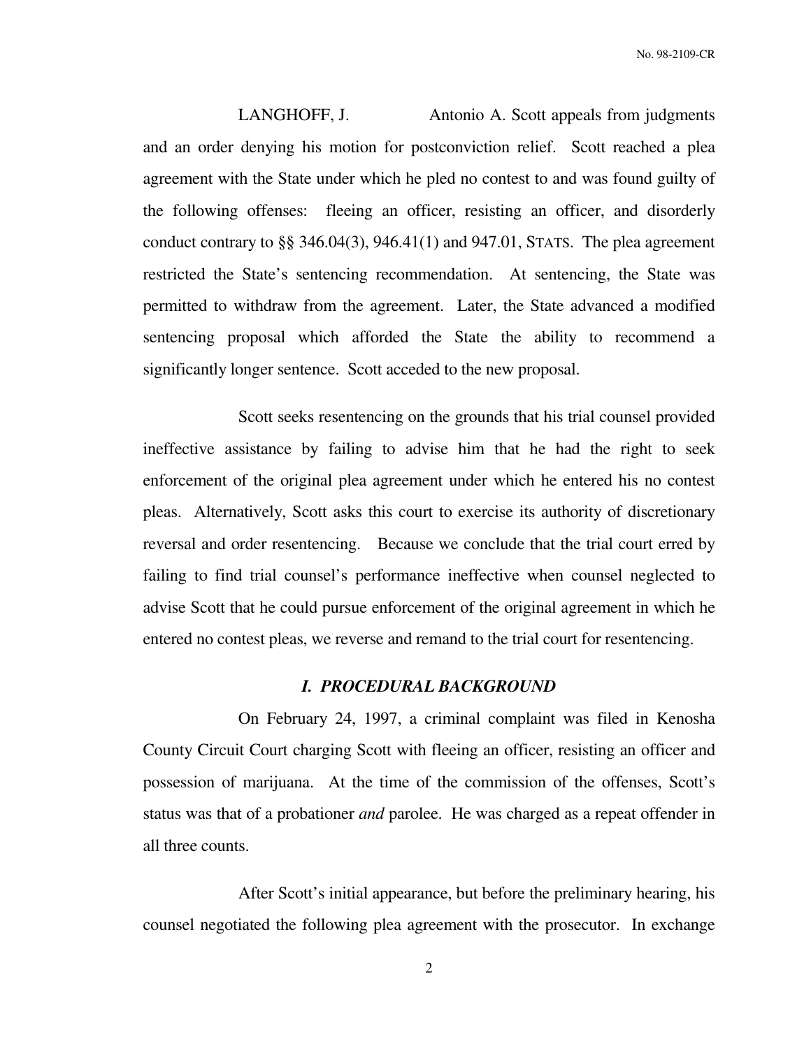LANGHOFF, J. Antonio A. Scott appeals from judgments and an order denying his motion for postconviction relief. Scott reached a plea agreement with the State under which he pled no contest to and was found guilty of the following offenses: fleeing an officer, resisting an officer, and disorderly conduct contrary to §§ 346.04(3), 946.41(1) and 947.01, STATS. The plea agreement restricted the State's sentencing recommendation. At sentencing, the State was permitted to withdraw from the agreement. Later, the State advanced a modified sentencing proposal which afforded the State the ability to recommend a significantly longer sentence. Scott acceded to the new proposal.

Scott seeks resentencing on the grounds that his trial counsel provided ineffective assistance by failing to advise him that he had the right to seek enforcement of the original plea agreement under which he entered his no contest pleas. Alternatively, Scott asks this court to exercise its authority of discretionary reversal and order resentencing. Because we conclude that the trial court erred by failing to find trial counsel's performance ineffective when counsel neglected to advise Scott that he could pursue enforcement of the original agreement in which he entered no contest pleas, we reverse and remand to the trial court for resentencing.

### *I. PROCEDURAL BACKGROUND*

On February 24, 1997, a criminal complaint was filed in Kenosha County Circuit Court charging Scott with fleeing an officer, resisting an officer and possession of marijuana. At the time of the commission of the offenses, Scott's status was that of a probationer *and* parolee. He was charged as a repeat offender in all three counts.

After Scott's initial appearance, but before the preliminary hearing, his counsel negotiated the following plea agreement with the prosecutor. In exchange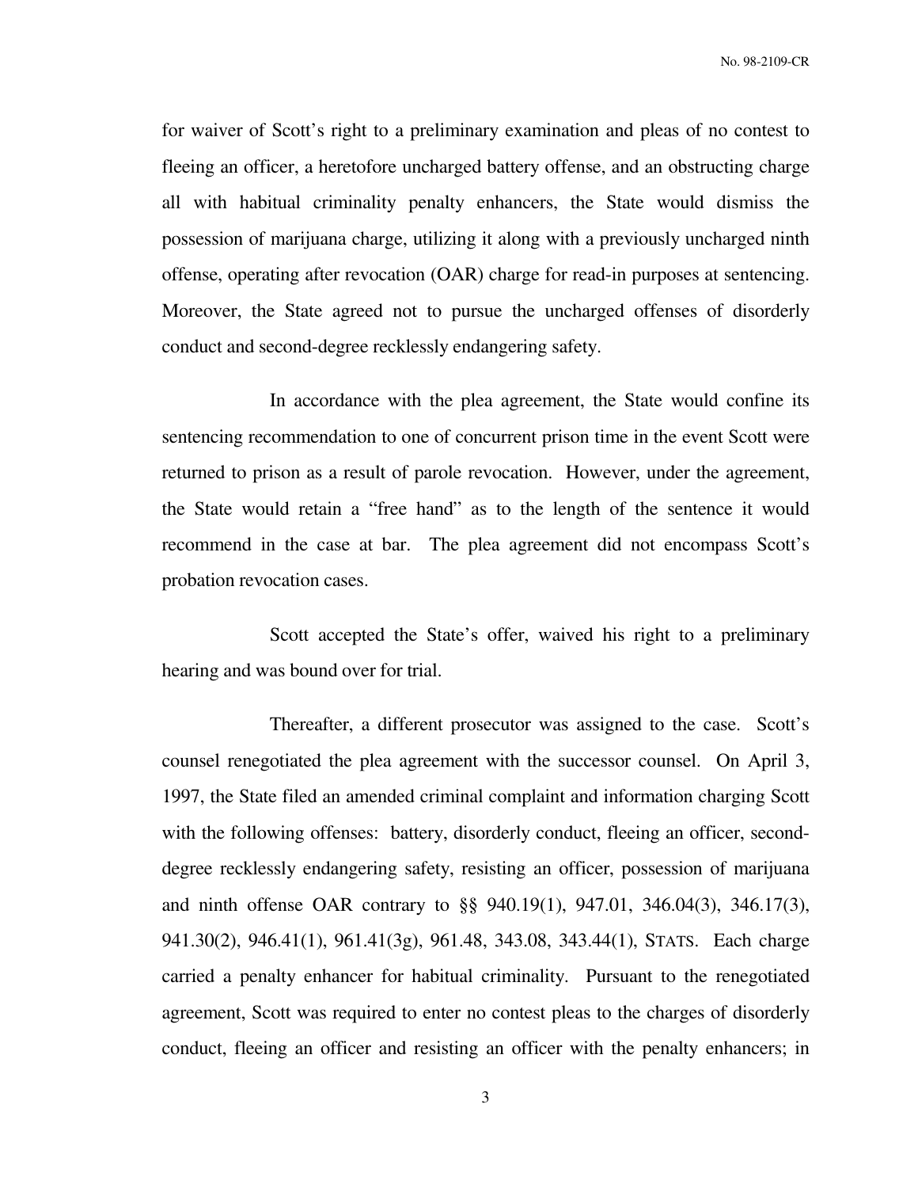for waiver of Scott's right to a preliminary examination and pleas of no contest to fleeing an officer, a heretofore uncharged battery offense, and an obstructing charge all with habitual criminality penalty enhancers, the State would dismiss the possession of marijuana charge, utilizing it along with a previously uncharged ninth offense, operating after revocation (OAR) charge for read-in purposes at sentencing. Moreover, the State agreed not to pursue the uncharged offenses of disorderly conduct and second-degree recklessly endangering safety.

In accordance with the plea agreement, the State would confine its sentencing recommendation to one of concurrent prison time in the event Scott were returned to prison as a result of parole revocation. However, under the agreement, the State would retain a "free hand" as to the length of the sentence it would recommend in the case at bar. The plea agreement did not encompass Scott's probation revocation cases.

Scott accepted the State's offer, waived his right to a preliminary hearing and was bound over for trial.

Thereafter, a different prosecutor was assigned to the case. Scott's counsel renegotiated the plea agreement with the successor counsel. On April 3, 1997, the State filed an amended criminal complaint and information charging Scott with the following offenses: battery, disorderly conduct, fleeing an officer, second-degree recklessly endangering safety, resisting an officer, possession of marijuana and ninth offense OAR contrary to §§ 940.19(1), 947.01, 346.04(3), 346.17(3), 941.30(2), 946.41(1), 961.41(3g), 961.48, 343.08, 343.44(1), STATS. Each charge carried a penalty enhancer for habitual criminality. Pursuant to the renegotiated agreement, Scott was required to enter no contest pleas to the charges of disorderly conduct, fleeing an officer and resisting an officer with the penalty enhancers; in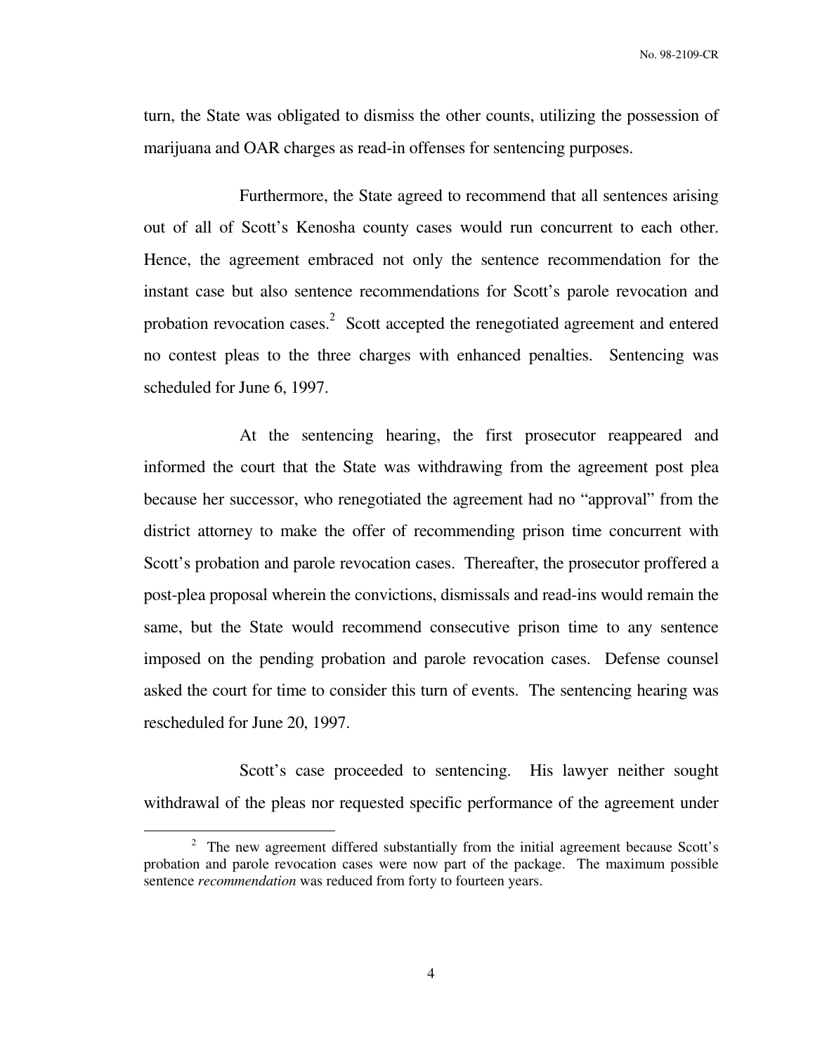turn, the State was obligated to dismiss the other counts, utilizing the possession of marijuana and OAR charges as read-in offenses for sentencing purposes.

Furthermore, the State agreed to recommend that all sentences arising out of all of Scott's Kenosha county cases would run concurrent to each other. Hence, the agreement embraced not only the sentence recommendation for the instant case but also sentence recommendations for Scott's parole revocation and probation revocation cases.[2] Scott accepted the renegotiated agreement and entered no contest pleas to the three charges with enhanced penalties. Sentencing was scheduled for June 6, 1997.

At the sentencing hearing, the first prosecutor reappeared and informed the court that the State was withdrawing from the agreement post plea because her successor, who renegotiated the agreement had no "approval" from the district attorney to make the offer of recommending prison time concurrent with Scott's probation and parole revocation cases. Thereafter, the prosecutor proffered a post-plea proposal wherein the convictions, dismissals and read-ins would remain the same, but the State would recommend consecutive prison time to any sentence imposed on the pending probation and parole revocation cases. Defense counsel asked the court for time to consider this turn of events. The sentencing hearing was rescheduled for June 20, 1997.

Scott's case proceeded to sentencing. His lawyer neither sought withdrawal of the pleas nor requested specific performance of the agreement under

[2] The new agreement differed substantially from the initial agreement because Scott's probation and parole revocation cases were now part of the package. The maximum possible sentence *recommendation* was reduced from forty to fourteen years.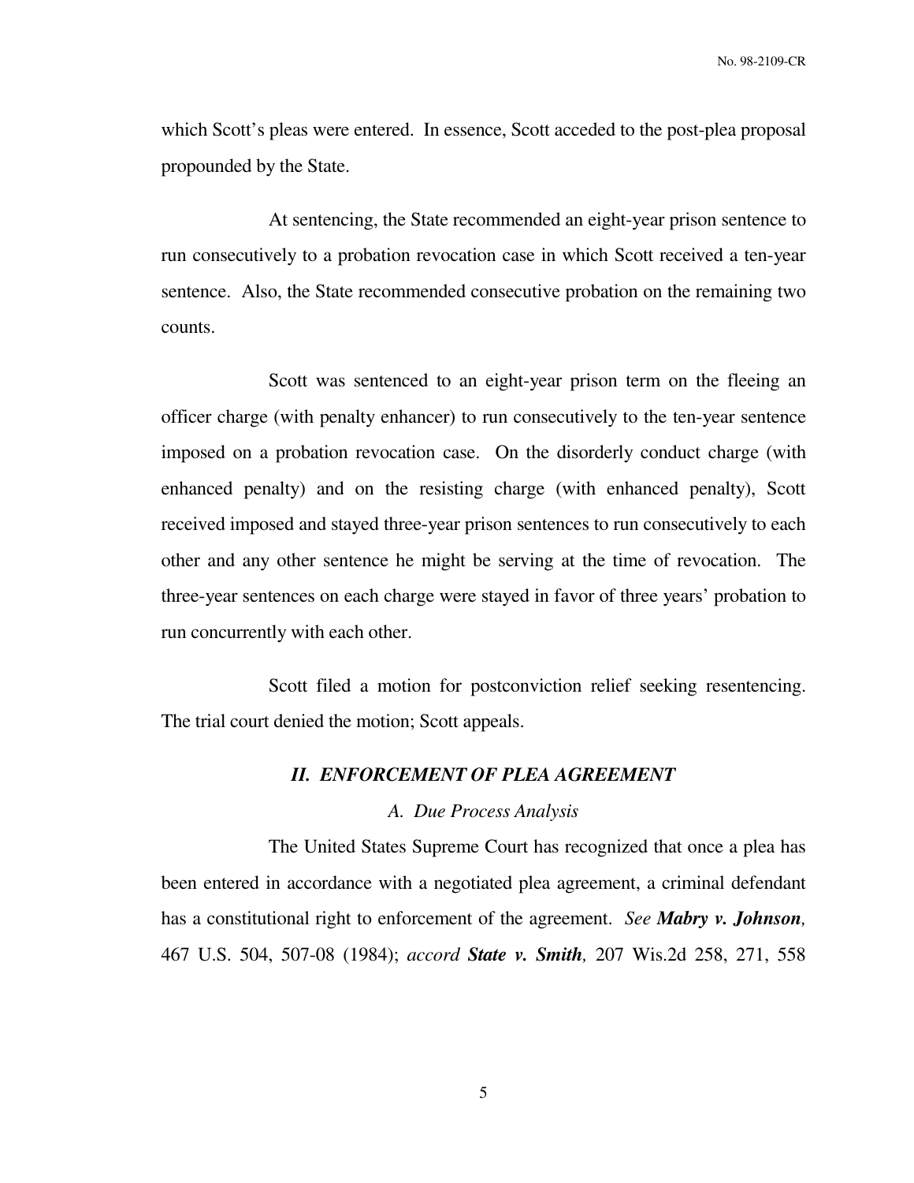which Scott's pleas were entered. In essence, Scott acceded to the post-plea proposal propounded by the State.

At sentencing, the State recommended an eight-year prison sentence to run consecutively to a probation revocation case in which Scott received a ten-year sentence. Also, the State recommended consecutive probation on the remaining two counts.

Scott was sentenced to an eight-year prison term on the fleeing an officer charge (with penalty enhancer) to run consecutively to the ten-year sentence imposed on a probation revocation case. On the disorderly conduct charge (with enhanced penalty) and on the resisting charge (with enhanced penalty), Scott received imposed and stayed three-year prison sentences to run consecutively to each other and any other sentence he might be serving at the time of revocation. The three-year sentences on each charge were stayed in favor of three years' probation to run concurrently with each other.

Scott filed a motion for postconviction relief seeking resentencing. The trial court denied the motion; Scott appeals.

### *II. ENFORCEMENT OF PLEA AGREEMENT*

#### *A. Due Process Analysis*

The United States Supreme Court has recognized that once a plea has been entered in accordance with a negotiated plea agreement, a criminal defendant has a constitutional right to enforcement of the agreement. *See* ***Mabry v. Johnson,*** 467 U.S. 504, 507-08 (1984); *accord* ***State v. Smith,*** 207 Wis.2d 258, 271, 558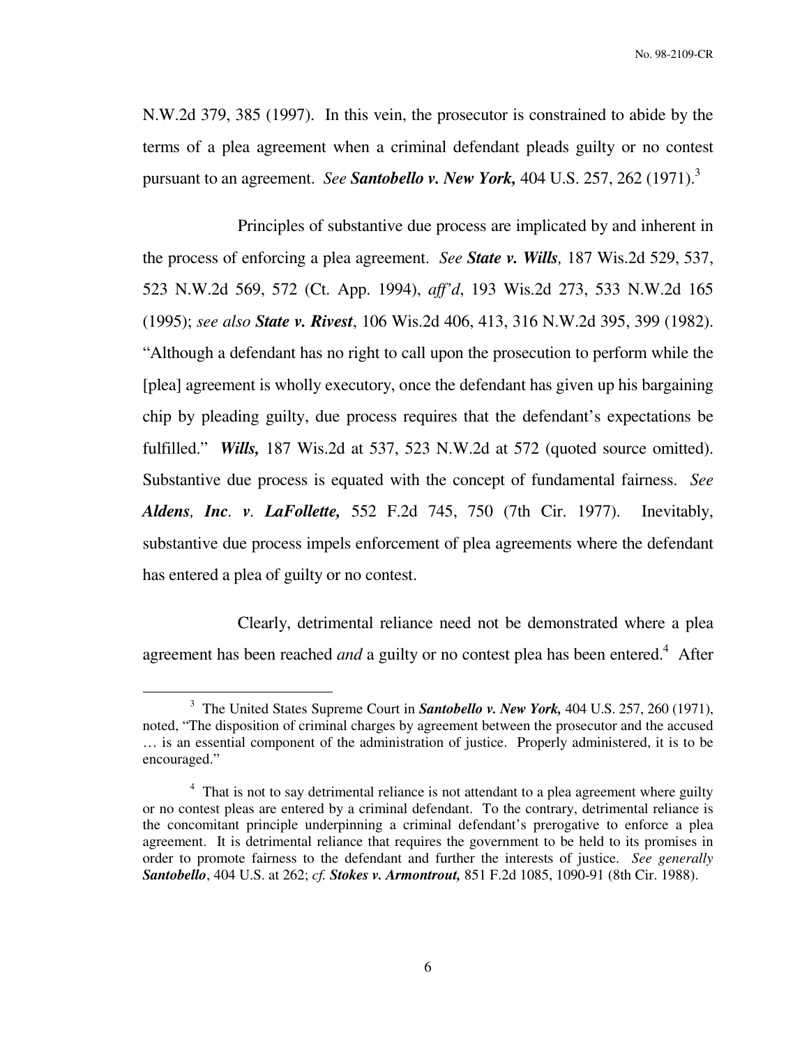N.W.2d 379, 385 (1997). In this vein, the prosecutor is constrained to abide by the terms of a plea agreement when a criminal defendant pleads guilty or no contest pursuant to an agreement. *See* ***Santobello v. New York,*** 404 U.S. 257, 262 (1971).[3]

Principles of substantive due process are implicated by and inherent in the process of enforcing a plea agreement. *See* ***State v. Wills,*** 187 Wis.2d 529, 537, 523 N.W.2d 569, 572 (Ct. App. 1994), *aff'd*, 193 Wis.2d 273, 533 N.W.2d 165 (1995); *see also* ***State v. Rivest***, 106 Wis.2d 406, 413, 316 N.W.2d 395, 399 (1982). "Although a defendant has no right to call upon the prosecution to perform while the [plea] agreement is wholly executory, once the defendant has given up his bargaining chip by pleading guilty, due process requires that the defendant's expectations be fulfilled." ***Wills,*** 187 Wis.2d at 537, 523 N.W.2d at 572 (quoted source omitted). Substantive due process is equated with the concept of fundamental fairness. *See* ***Aldens, Inc. v. LaFollette,*** 552 F.2d 745, 750 (7th Cir. 1977). Inevitably, substantive due process impels enforcement of plea agreements where the defendant has entered a plea of guilty or no contest.

Clearly, detrimental reliance need not be demonstrated where a plea agreement has been reached *and* a guilty or no contest plea has been entered.[4] After

[3] The United States Supreme Court in ***Santobello v. New York,*** 404 U.S. 257, 260 (1971), noted, "The disposition of criminal charges by agreement between the prosecutor and the accused … is an essential component of the administration of justice. Properly administered, it is to be encouraged."

[4] That is not to say detrimental reliance is not attendant to a plea agreement where guilty or no contest pleas are entered by a criminal defendant. To the contrary, detrimental reliance is the concomitant principle underpinning a criminal defendant's prerogative to enforce a plea agreement. It is detrimental reliance that requires the government to be held to its promises in order to promote fairness to the defendant and further the interests of justice. *See generally* ***Santobello***, 404 U.S. at 262; *cf.* ***Stokes v. Armontrout,*** 851 F.2d 1085, 1090-91 (8th Cir. 1988).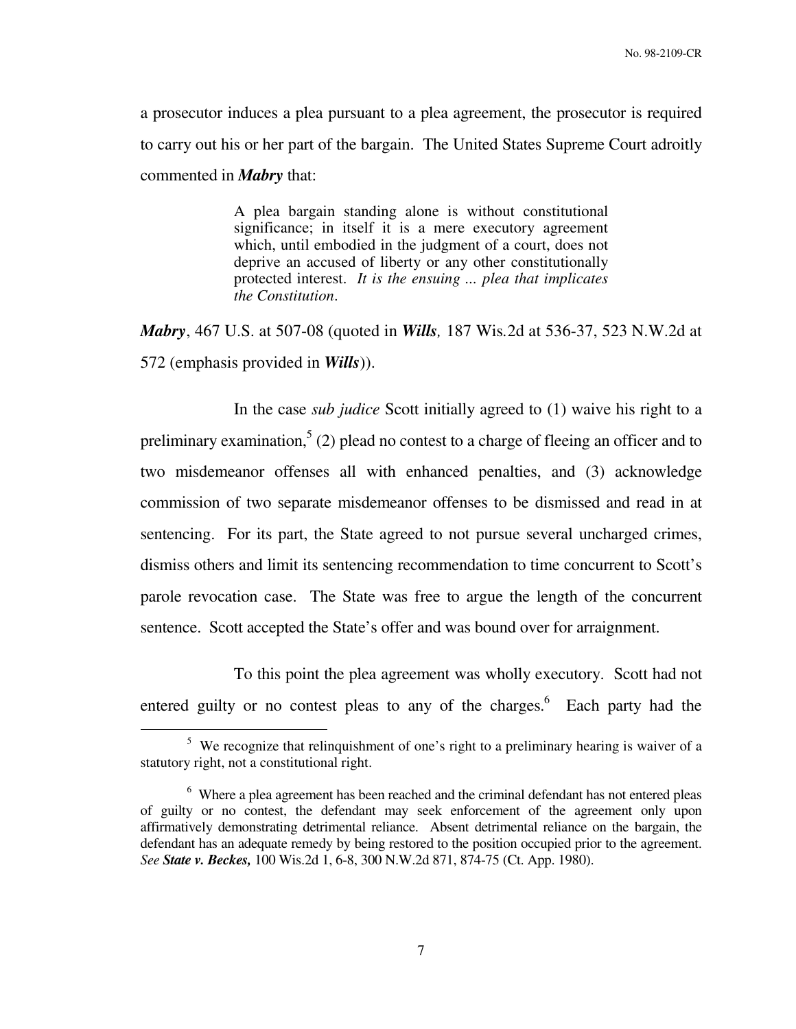a prosecutor induces a plea pursuant to a plea agreement, the prosecutor is required to carry out his or her part of the bargain. The United States Supreme Court adroitly commented in ***Mabry*** that:

> A plea bargain standing alone is without constitutional significance; in itself it is a mere executory agreement which, until embodied in the judgment of a court, does not deprive an accused of liberty or any other constitutionally protected interest. *It is the ensuing ... plea that implicates the Constitution*.

***Mabry***, 467 U.S. at 507-08 (quoted in ***Wills***, 187 Wis.2d at 536-37, 523 N.W.2d at 572 (emphasis provided in ***Wills***)).

In the case *sub judice* Scott initially agreed to (1) waive his right to a preliminary examination,[5] (2) plead no contest to a charge of fleeing an officer and to two misdemeanor offenses all with enhanced penalties, and (3) acknowledge commission of two separate misdemeanor offenses to be dismissed and read in at sentencing. For its part, the State agreed to not pursue several uncharged crimes, dismiss others and limit its sentencing recommendation to time concurrent to Scott's parole revocation case. The State was free to argue the length of the concurrent sentence. Scott accepted the State's offer and was bound over for arraignment.

To this point the plea agreement was wholly executory. Scott had not entered guilty or no contest pleas to any of the charges.[6] Each party had the

---

[5] We recognize that relinquishment of one's right to a preliminary hearing is waiver of a statutory right, not a constitutional right.

[6] Where a plea agreement has been reached and the criminal defendant has not entered pleas of guilty or no contest, the defendant may seek enforcement of the agreement only upon affirmatively demonstrating detrimental reliance. Absent detrimental reliance on the bargain, the defendant has an adequate remedy by being restored to the position occupied prior to the agreement. *See* ***State v. Beckes,*** 100 Wis.2d 1, 6-8, 300 N.W.2d 871, 874-75 (Ct. App. 1980).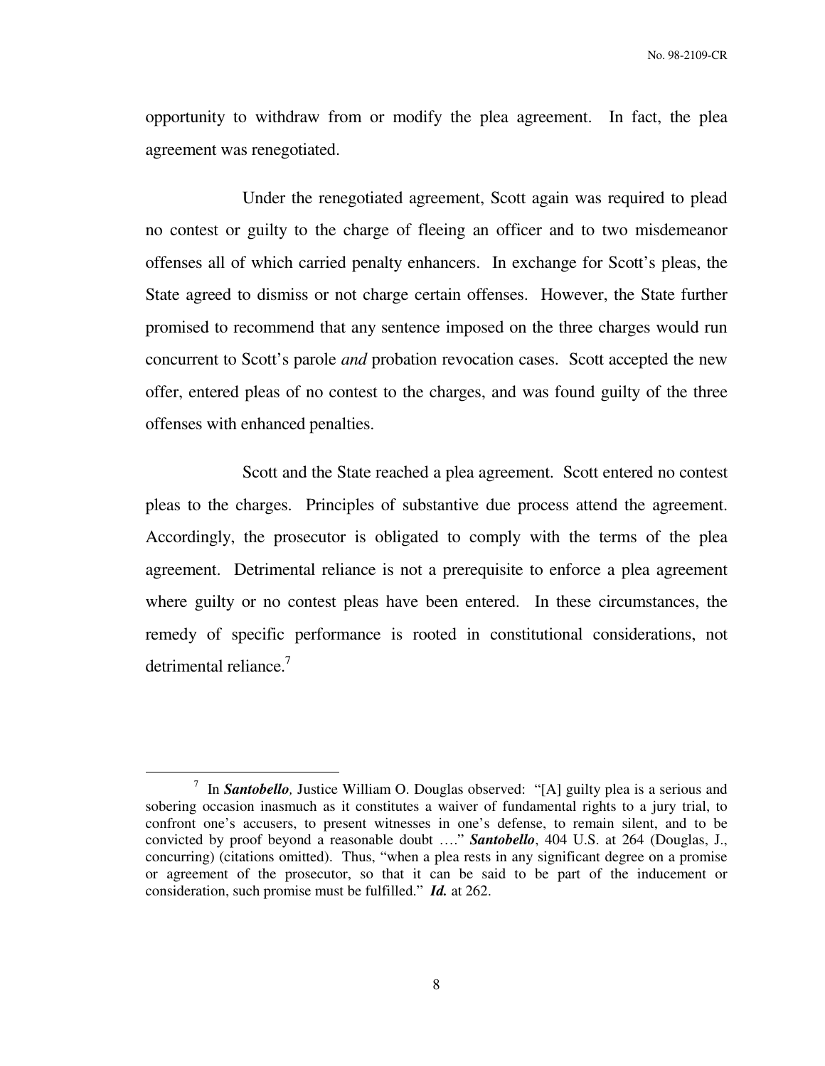opportunity to withdraw from or modify the plea agreement. In fact, the plea agreement was renegotiated.

Under the renegotiated agreement, Scott again was required to plead no contest or guilty to the charge of fleeing an officer and to two misdemeanor offenses all of which carried penalty enhancers. In exchange for Scott's pleas, the State agreed to dismiss or not charge certain offenses. However, the State further promised to recommend that any sentence imposed on the three charges would run concurrent to Scott's parole *and* probation revocation cases. Scott accepted the new offer, entered pleas of no contest to the charges, and was found guilty of the three offenses with enhanced penalties.

Scott and the State reached a plea agreement. Scott entered no contest pleas to the charges. Principles of substantive due process attend the agreement. Accordingly, the prosecutor is obligated to comply with the terms of the plea agreement. Detrimental reliance is not a prerequisite to enforce a plea agreement where guilty or no contest pleas have been entered. In these circumstances, the remedy of specific performance is rooted in constitutional considerations, not detrimental reliance.[7]

---

[7] In ***Santobello,*** Justice William O. Douglas observed: "[A] guilty plea is a serious and sobering occasion inasmuch as it constitutes a waiver of fundamental rights to a jury trial, to confront one's accusers, to present witnesses in one's defense, to remain silent, and to be convicted by proof beyond a reasonable doubt …." ***Santobello***, 404 U.S. at 264 (Douglas, J., concurring) (citations omitted). Thus, "when a plea rests in any significant degree on a promise or agreement of the prosecutor, so that it can be said to be part of the inducement or consideration, such promise must be fulfilled." ***Id.*** at 262.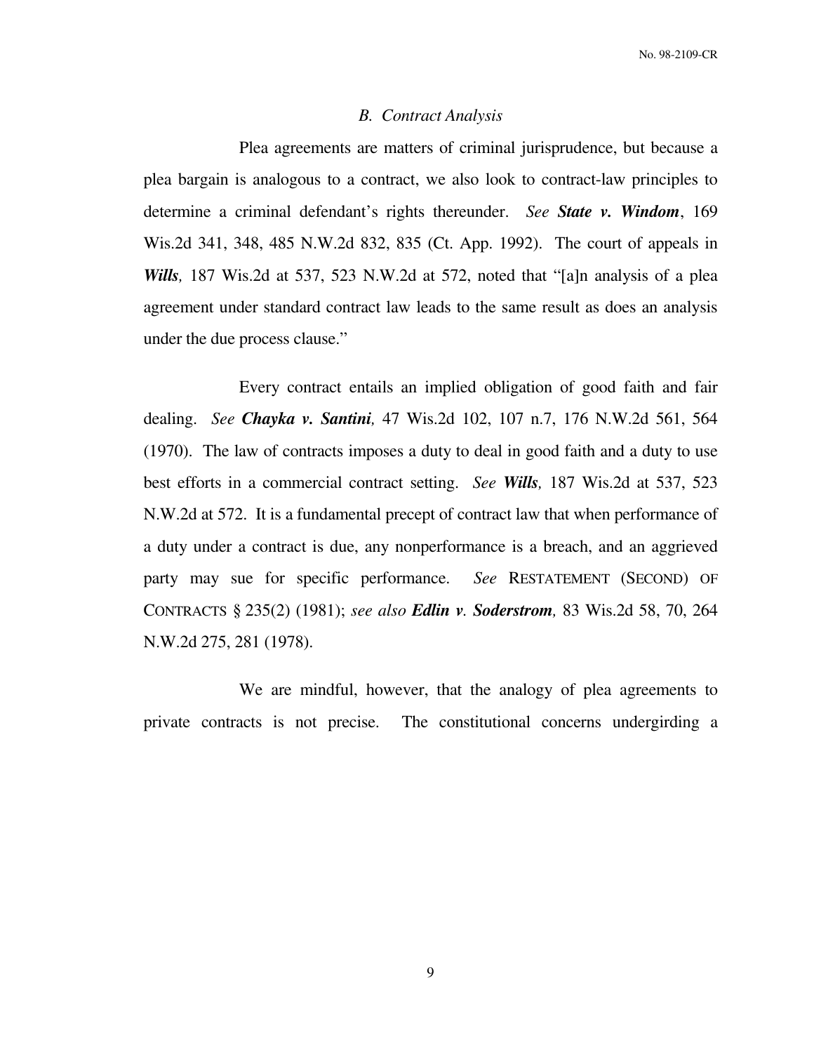### *B. Contract Analysis*

Plea agreements are matters of criminal jurisprudence, but because a plea bargain is analogous to a contract, we also look to contract-law principles to determine a criminal defendant's rights thereunder. *See* ***State v. Windom***, 169 Wis.2d 341, 348, 485 N.W.2d 832, 835 (Ct. App. 1992). The court of appeals in ***Wills****,* 187 Wis.2d at 537, 523 N.W.2d at 572, noted that "[a]n analysis of a plea agreement under standard contract law leads to the same result as does an analysis under the due process clause."

Every contract entails an implied obligation of good faith and fair dealing. *See* ***Chayka v. Santini****,* 47 Wis.2d 102, 107 n.7, 176 N.W.2d 561, 564 (1970). The law of contracts imposes a duty to deal in good faith and a duty to use best efforts in a commercial contract setting. *See* ***Wills****,* 187 Wis.2d at 537, 523 N.W.2d at 572. It is a fundamental precept of contract law that when performance of a duty under a contract is due, any nonperformance is a breach, and an aggrieved party may sue for specific performance. *See* RESTATEMENT (SECOND) OF CONTRACTS § 235(2) (1981); *see also* ***Edlin v. Soderstrom****,* 83 Wis.2d 58, 70, 264 N.W.2d 275, 281 (1978).

We are mindful, however, that the analogy of plea agreements to private contracts is not precise. The constitutional concerns undergirding a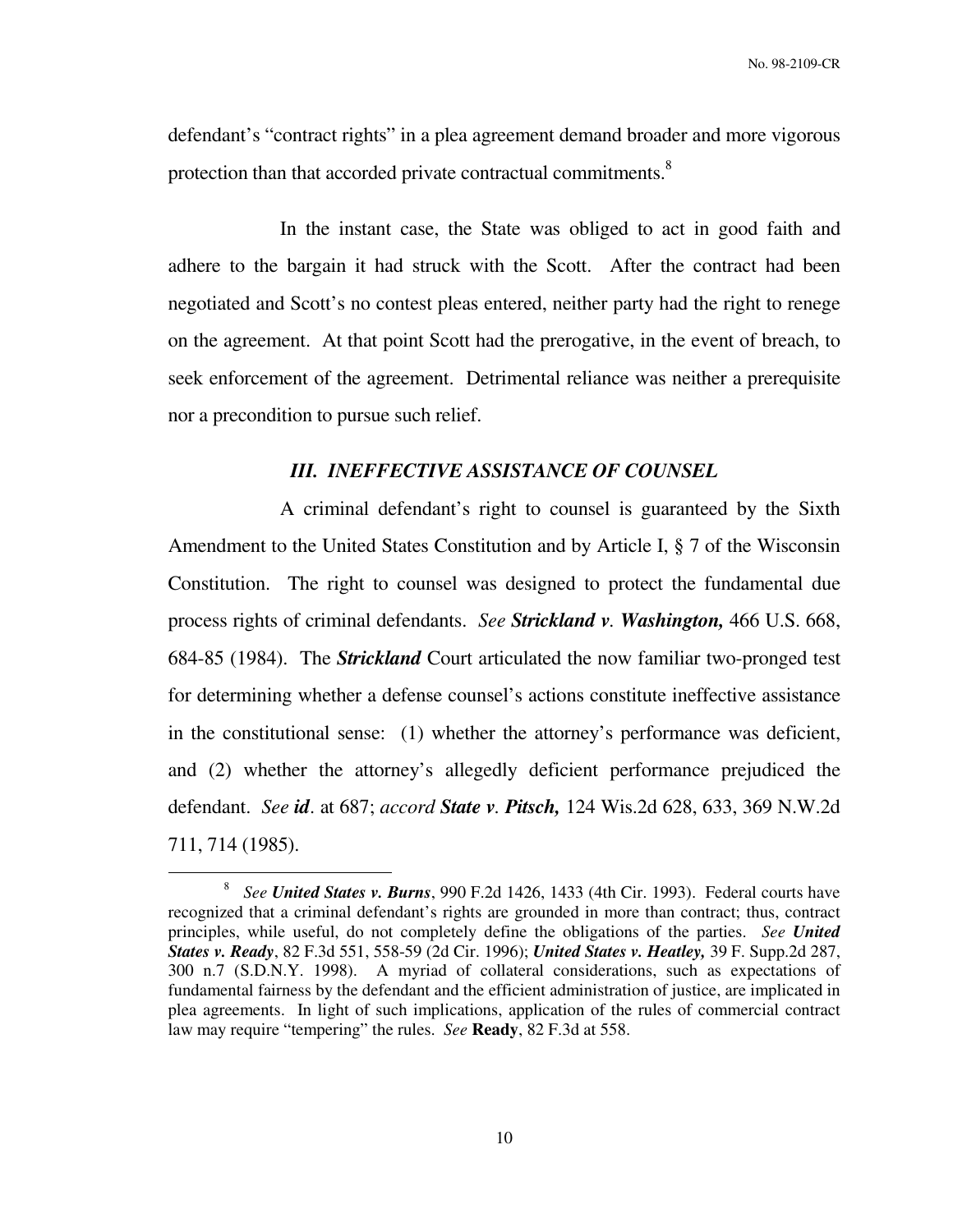defendant's "contract rights" in a plea agreement demand broader and more vigorous protection than that accorded private contractual commitments.[8]

In the instant case, the State was obliged to act in good faith and adhere to the bargain it had struck with the Scott. After the contract had been negotiated and Scott's no contest pleas entered, neither party had the right to renege on the agreement. At that point Scott had the prerogative, in the event of breach, to seek enforcement of the agreement. Detrimental reliance was neither a prerequisite nor a precondition to pursue such relief.

### *III. INEFFECTIVE ASSISTANCE OF COUNSEL*

A criminal defendant's right to counsel is guaranteed by the Sixth Amendment to the United States Constitution and by Article I, § 7 of the Wisconsin Constitution. The right to counsel was designed to protect the fundamental due process rights of criminal defendants. *See **Strickland v. Washington,*** 466 U.S. 668, 684-85 (1984). The ***Strickland*** Court articulated the now familiar two-pronged test for determining whether a defense counsel's actions constitute ineffective assistance in the constitutional sense: (1) whether the attorney's performance was deficient, and (2) whether the attorney's allegedly deficient performance prejudiced the defendant. *See **id***. at 687; *accord **State v. Pitsch,*** 124 Wis.2d 628, 633, 369 N.W.2d 711, 714 (1985).

---

[8] *See **United States v. Burns***, 990 F.2d 1426, 1433 (4th Cir. 1993). Federal courts have recognized that a criminal defendant's rights are grounded in more than contract; thus, contract principles, while useful, do not completely define the obligations of the parties. *See **United States v. Ready***, 82 F.3d 551, 558-59 (2d Cir. 1996); ***United States v. Heatley,*** 39 F. Supp.2d 287, 300 n.7 (S.D.N.Y. 1998). A myriad of collateral considerations, such as expectations of fundamental fairness by the defendant and the efficient administration of justice, are implicated in plea agreements. In light of such implications, application of the rules of commercial contract law may require "tempering" the rules. *See* **Ready**, 82 F.3d at 558.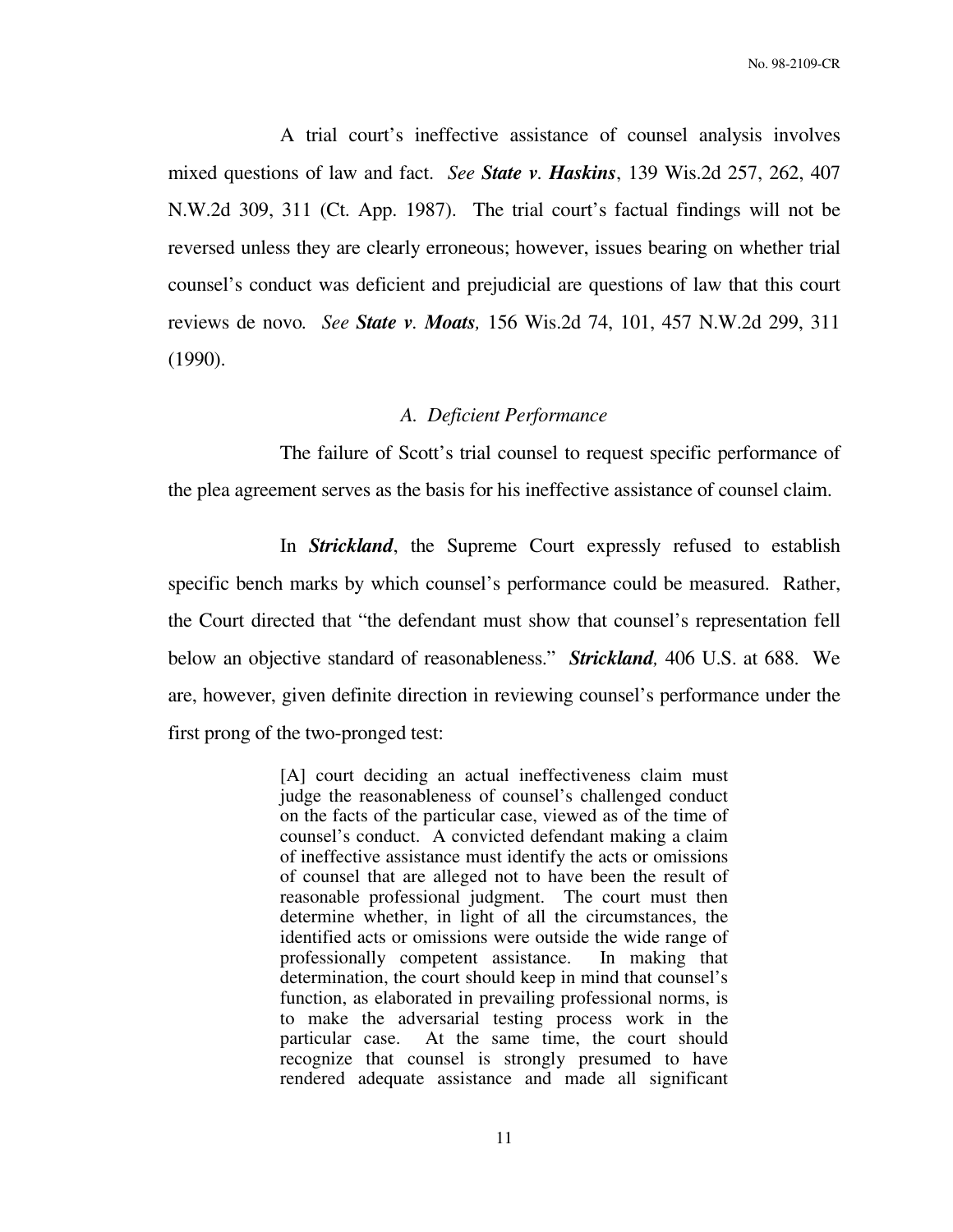A trial court's ineffective assistance of counsel analysis involves mixed questions of law and fact. *See* ***State v. Haskins***, 139 Wis.2d 257, 262, 407 N.W.2d 309, 311 (Ct. App. 1987). The trial court's factual findings will not be reversed unless they are clearly erroneous; however, issues bearing on whether trial counsel's conduct was deficient and prejudicial are questions of law that this court reviews de novo. *See* ***State v. Moats,*** 156 Wis.2d 74, 101, 457 N.W.2d 299, 311 (1990).

### *A. Deficient Performance*

The failure of Scott's trial counsel to request specific performance of the plea agreement serves as the basis for his ineffective assistance of counsel claim.

In ***Strickland***, the Supreme Court expressly refused to establish specific bench marks by which counsel's performance could be measured. Rather, the Court directed that "the defendant must show that counsel's representation fell below an objective standard of reasonableness." ***Strickland,*** 406 U.S. at 688. We are, however, given definite direction in reviewing counsel's performance under the first prong of the two-pronged test:

> [A] court deciding an actual ineffectiveness claim must judge the reasonableness of counsel's challenged conduct on the facts of the particular case, viewed as of the time of counsel's conduct. A convicted defendant making a claim of ineffective assistance must identify the acts or omissions of counsel that are alleged not to have been the result of reasonable professional judgment. The court must then determine whether, in light of all the circumstances, the identified acts or omissions were outside the wide range of professionally competent assistance. In making that determination, the court should keep in mind that counsel's function, as elaborated in prevailing professional norms, is to make the adversarial testing process work in the particular case. At the same time, the court should recognize that counsel is strongly presumed to have rendered adequate assistance and made all significant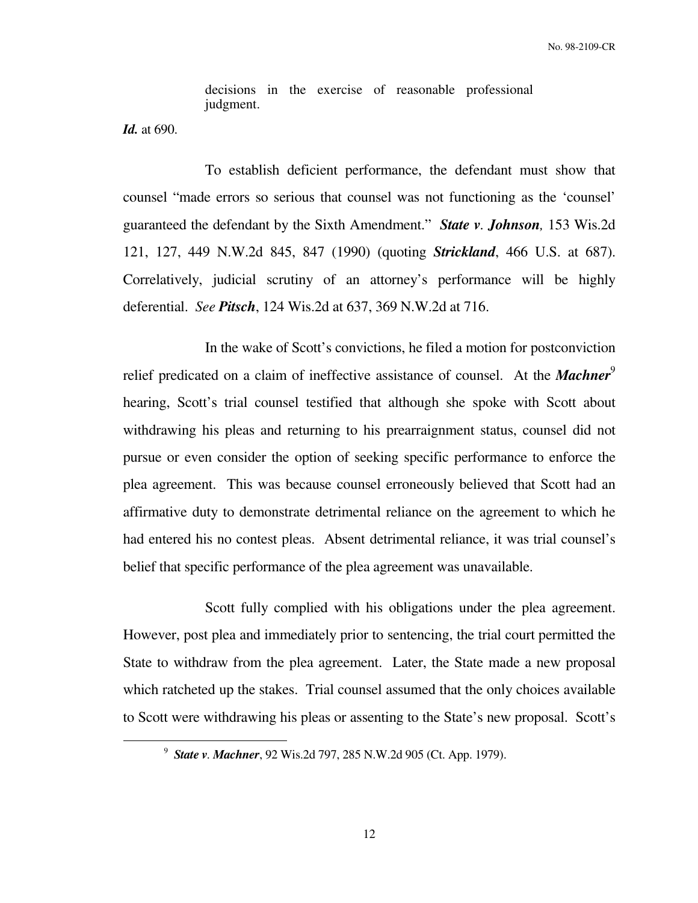> decisions in the exercise of reasonable professional judgment.

***Id.*** at 690.

To establish deficient performance, the defendant must show that counsel "made errors so serious that counsel was not functioning as the 'counsel' guaranteed the defendant by the Sixth Amendment." ***State v. Johnson,*** 153 Wis.2d 121, 127, 449 N.W.2d 845, 847 (1990) (quoting ***Strickland***, 466 U.S. at 687). Correlatively, judicial scrutiny of an attorney's performance will be highly deferential. *See* ***Pitsch***, 124 Wis.2d at 637, 369 N.W.2d at 716.

In the wake of Scott's convictions, he filed a motion for postconviction relief predicated on a claim of ineffective assistance of counsel. At the ***Machner***[9] hearing, Scott's trial counsel testified that although she spoke with Scott about withdrawing his pleas and returning to his prearraignment status, counsel did not pursue or even consider the option of seeking specific performance to enforce the plea agreement. This was because counsel erroneously believed that Scott had an affirmative duty to demonstrate detrimental reliance on the agreement to which he had entered his no contest pleas. Absent detrimental reliance, it was trial counsel's belief that specific performance of the plea agreement was unavailable.

Scott fully complied with his obligations under the plea agreement. However, post plea and immediately prior to sentencing, the trial court permitted the State to withdraw from the plea agreement. Later, the State made a new proposal which ratcheted up the stakes. Trial counsel assumed that the only choices available to Scott were withdrawing his pleas or assenting to the State's new proposal. Scott's

[9] ***State v. Machner***, 92 Wis.2d 797, 285 N.W.2d 905 (Ct. App. 1979).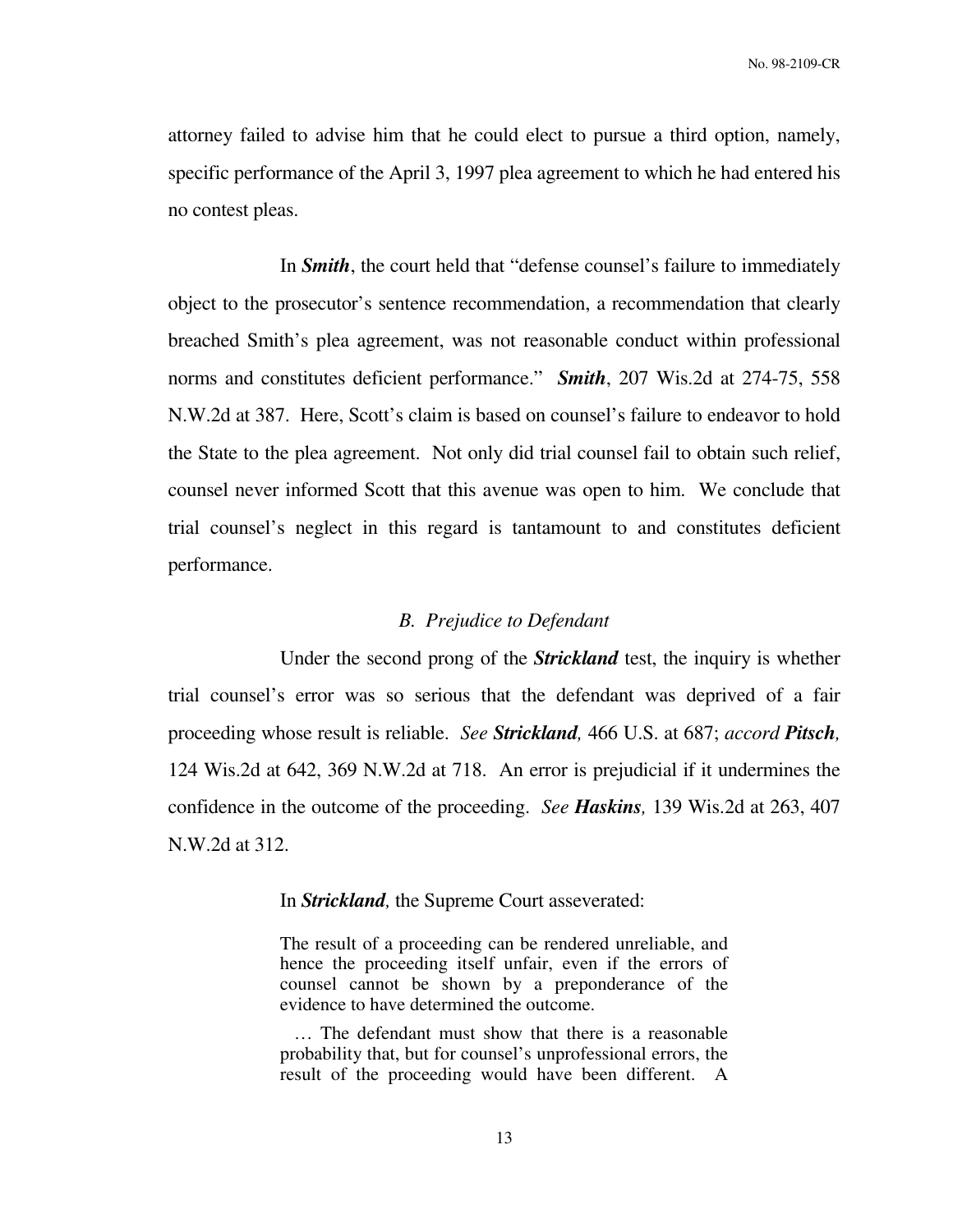attorney failed to advise him that he could elect to pursue a third option, namely, specific performance of the April 3, 1997 plea agreement to which he had entered his no contest pleas.

In ***Smith***, the court held that "defense counsel's failure to immediately object to the prosecutor's sentence recommendation, a recommendation that clearly breached Smith's plea agreement, was not reasonable conduct within professional norms and constitutes deficient performance." ***Smith***, 207 Wis.2d at 274-75, 558 N.W.2d at 387. Here, Scott's claim is based on counsel's failure to endeavor to hold the State to the plea agreement. Not only did trial counsel fail to obtain such relief, counsel never informed Scott that this avenue was open to him. We conclude that trial counsel's neglect in this regard is tantamount to and constitutes deficient performance.

*B. Prejudice to Defendant*

Under the second prong of the ***Strickland*** test, the inquiry is whether trial counsel's error was so serious that the defendant was deprived of a fair proceeding whose result is reliable. *See **Strickland,*** 466 U.S. at 687; *accord **Pitsch,*** 124 Wis.2d at 642, 369 N.W.2d at 718. An error is prejudicial if it undermines the confidence in the outcome of the proceeding. *See **Haskins,*** 139 Wis.2d at 263, 407 N.W.2d at 312.

In ***Strickland,*** the Supreme Court asseverated:

> The result of a proceeding can be rendered unreliable, and hence the proceeding itself unfair, even if the errors of counsel cannot be shown by a preponderance of the evidence to have determined the outcome.
>
> … The defendant must show that there is a reasonable probability that, but for counsel's unprofessional errors, the result of the proceeding would have been different. A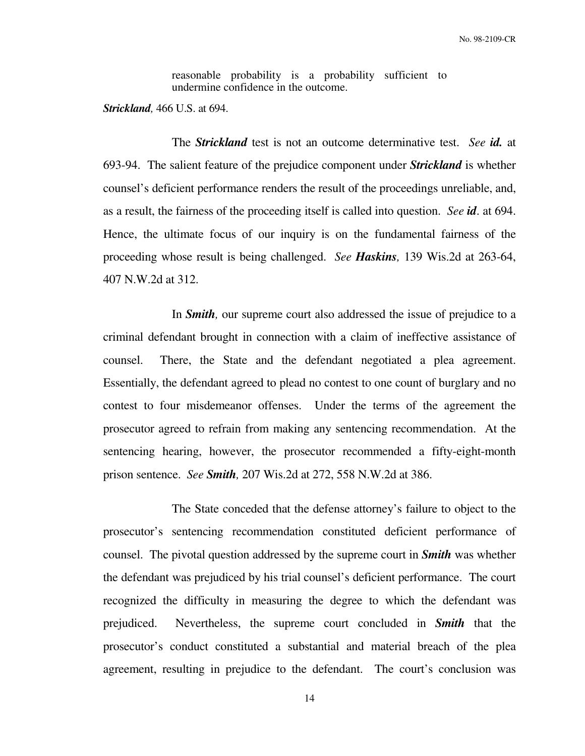> reasonable probability is a probability sufficient to undermine confidence in the outcome.

***Strickland,*** 466 U.S. at 694.

The ***Strickland*** test is not an outcome determinative test. *See* ***id.*** at 693-94. The salient feature of the prejudice component under ***Strickland*** is whether counsel's deficient performance renders the result of the proceedings unreliable, and, as a result, the fairness of the proceeding itself is called into question. *See* ***id***. at 694. Hence, the ultimate focus of our inquiry is on the fundamental fairness of the proceeding whose result is being challenged. *See* ***Haskins,*** 139 Wis.2d at 263-64, 407 N.W.2d at 312.

In ***Smith,*** our supreme court also addressed the issue of prejudice to a criminal defendant brought in connection with a claim of ineffective assistance of counsel. There, the State and the defendant negotiated a plea agreement. Essentially, the defendant agreed to plead no contest to one count of burglary and no contest to four misdemeanor offenses. Under the terms of the agreement the prosecutor agreed to refrain from making any sentencing recommendation. At the sentencing hearing, however, the prosecutor recommended a fifty-eight-month prison sentence. *See* ***Smith,*** 207 Wis.2d at 272, 558 N.W.2d at 386.

The State conceded that the defense attorney's failure to object to the prosecutor's sentencing recommendation constituted deficient performance of counsel. The pivotal question addressed by the supreme court in ***Smith*** was whether the defendant was prejudiced by his trial counsel's deficient performance. The court recognized the difficulty in measuring the degree to which the defendant was prejudiced. Nevertheless, the supreme court concluded in ***Smith*** that the prosecutor's conduct constituted a substantial and material breach of the plea agreement, resulting in prejudice to the defendant. The court's conclusion was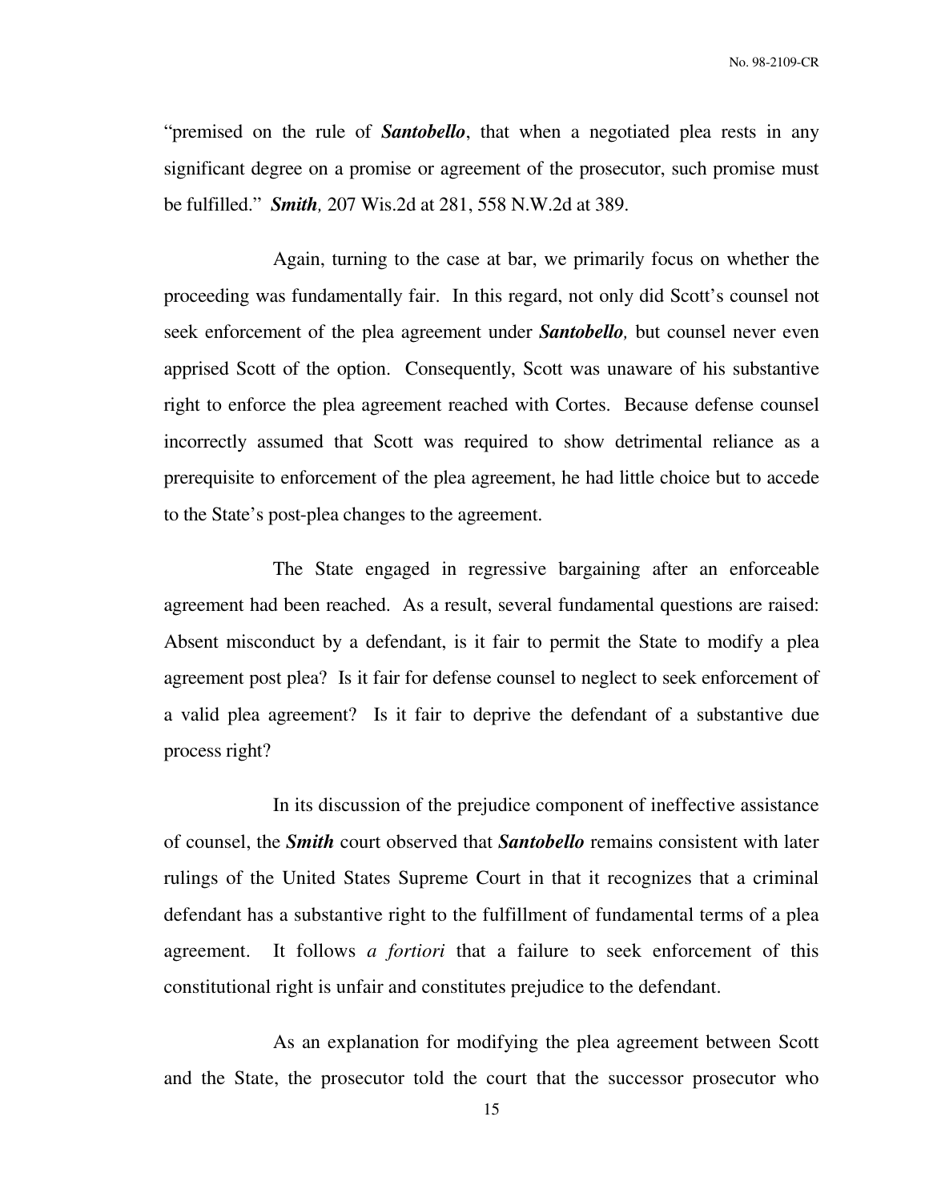"premised on the rule of ***Santobello***, that when a negotiated plea rests in any significant degree on a promise or agreement of the prosecutor, such promise must be fulfilled." ***Smith,*** 207 Wis.2d at 281, 558 N.W.2d at 389.

Again, turning to the case at bar, we primarily focus on whether the proceeding was fundamentally fair. In this regard, not only did Scott's counsel not seek enforcement of the plea agreement under ***Santobello,*** but counsel never even apprised Scott of the option. Consequently, Scott was unaware of his substantive right to enforce the plea agreement reached with Cortes. Because defense counsel incorrectly assumed that Scott was required to show detrimental reliance as a prerequisite to enforcement of the plea agreement, he had little choice but to accede to the State's post-plea changes to the agreement.

The State engaged in regressive bargaining after an enforceable agreement had been reached. As a result, several fundamental questions are raised: Absent misconduct by a defendant, is it fair to permit the State to modify a plea agreement post plea? Is it fair for defense counsel to neglect to seek enforcement of a valid plea agreement? Is it fair to deprive the defendant of a substantive due process right?

In its discussion of the prejudice component of ineffective assistance of counsel, the ***Smith*** court observed that ***Santobello*** remains consistent with later rulings of the United States Supreme Court in that it recognizes that a criminal defendant has a substantive right to the fulfillment of fundamental terms of a plea agreement. It follows *a fortiori* that a failure to seek enforcement of this constitutional right is unfair and constitutes prejudice to the defendant.

As an explanation for modifying the plea agreement between Scott and the State, the prosecutor told the court that the successor prosecutor who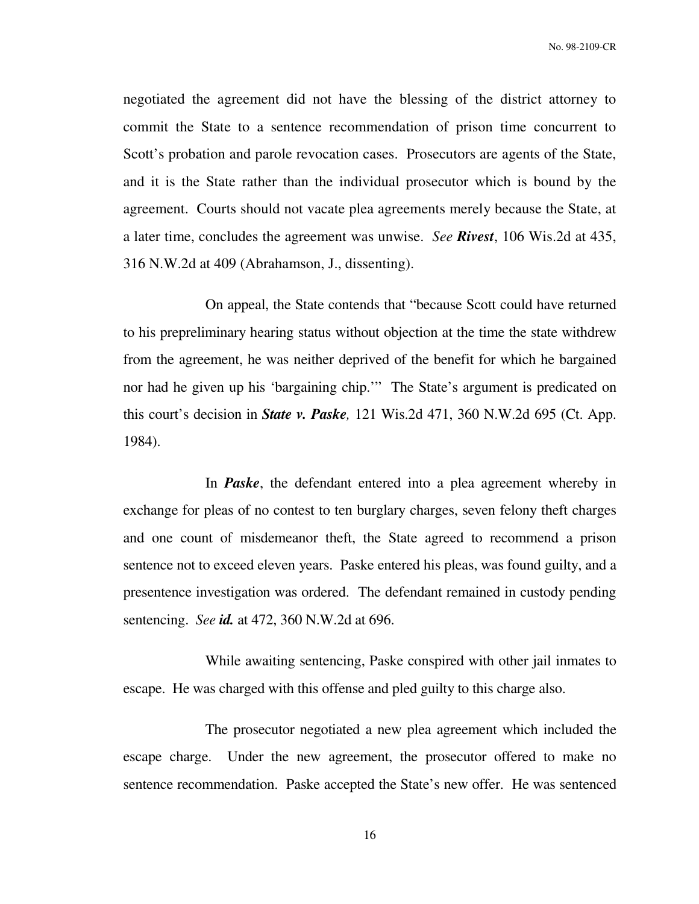negotiated the agreement did not have the blessing of the district attorney to commit the State to a sentence recommendation of prison time concurrent to Scott's probation and parole revocation cases. Prosecutors are agents of the State, and it is the State rather than the individual prosecutor which is bound by the agreement. Courts should not vacate plea agreements merely because the State, at a later time, concludes the agreement was unwise. *See* ***Rivest***, 106 Wis.2d at 435, 316 N.W.2d at 409 (Abrahamson, J., dissenting).

On appeal, the State contends that "because Scott could have returned to his prepreliminary hearing status without objection at the time the state withdrew from the agreement, he was neither deprived of the benefit for which he bargained nor had he given up his 'bargaining chip.'" The State's argument is predicated on this court's decision in ***State v. Paske,*** 121 Wis.2d 471, 360 N.W.2d 695 (Ct. App. 1984).

In ***Paske***, the defendant entered into a plea agreement whereby in exchange for pleas of no contest to ten burglary charges, seven felony theft charges and one count of misdemeanor theft, the State agreed to recommend a prison sentence not to exceed eleven years. Paske entered his pleas, was found guilty, and a presentence investigation was ordered. The defendant remained in custody pending sentencing. *See* ***id.*** at 472, 360 N.W.2d at 696.

While awaiting sentencing, Paske conspired with other jail inmates to escape. He was charged with this offense and pled guilty to this charge also.

The prosecutor negotiated a new plea agreement which included the escape charge. Under the new agreement, the prosecutor offered to make no sentence recommendation. Paske accepted the State's new offer. He was sentenced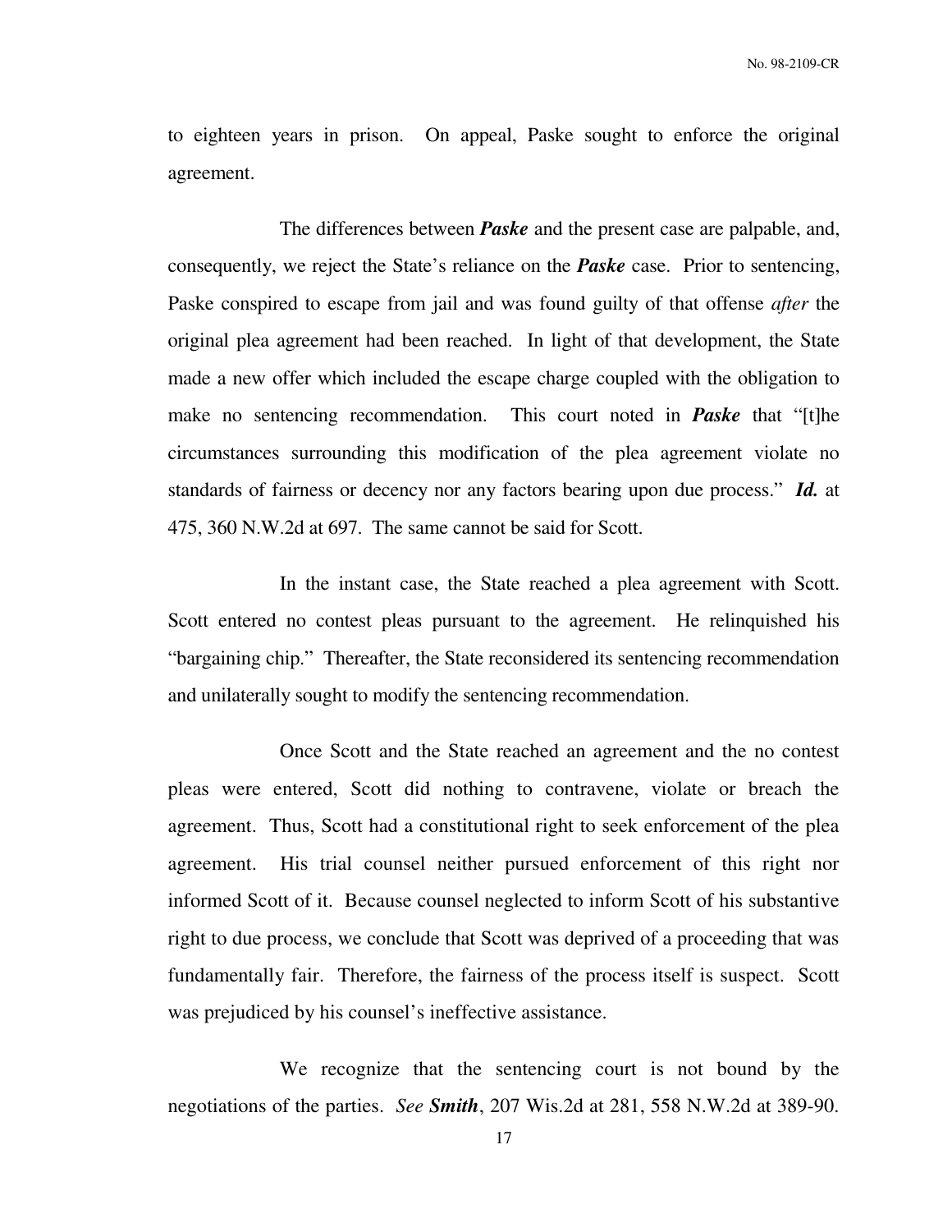to eighteen years in prison. On appeal, Paske sought to enforce the original agreement.

The differences between ***Paske*** and the present case are palpable, and, consequently, we reject the State's reliance on the ***Paske*** case. Prior to sentencing, Paske conspired to escape from jail and was found guilty of that offense *after* the original plea agreement had been reached. In light of that development, the State made a new offer which included the escape charge coupled with the obligation to make no sentencing recommendation. This court noted in ***Paske*** that "[t]he circumstances surrounding this modification of the plea agreement violate no standards of fairness or decency nor any factors bearing upon due process." ***Id.*** at 475, 360 N.W.2d at 697. The same cannot be said for Scott.

In the instant case, the State reached a plea agreement with Scott. Scott entered no contest pleas pursuant to the agreement. He relinquished his "bargaining chip." Thereafter, the State reconsidered its sentencing recommendation and unilaterally sought to modify the sentencing recommendation.

Once Scott and the State reached an agreement and the no contest pleas were entered, Scott did nothing to contravene, violate or breach the agreement. Thus, Scott had a constitutional right to seek enforcement of the plea agreement. His trial counsel neither pursued enforcement of this right nor informed Scott of it. Because counsel neglected to inform Scott of his substantive right to due process, we conclude that Scott was deprived of a proceeding that was fundamentally fair. Therefore, the fairness of the process itself is suspect. Scott was prejudiced by his counsel's ineffective assistance.

We recognize that the sentencing court is not bound by the negotiations of the parties. *See* ***Smith***, 207 Wis.2d at 281, 558 N.W.2d at 389-90.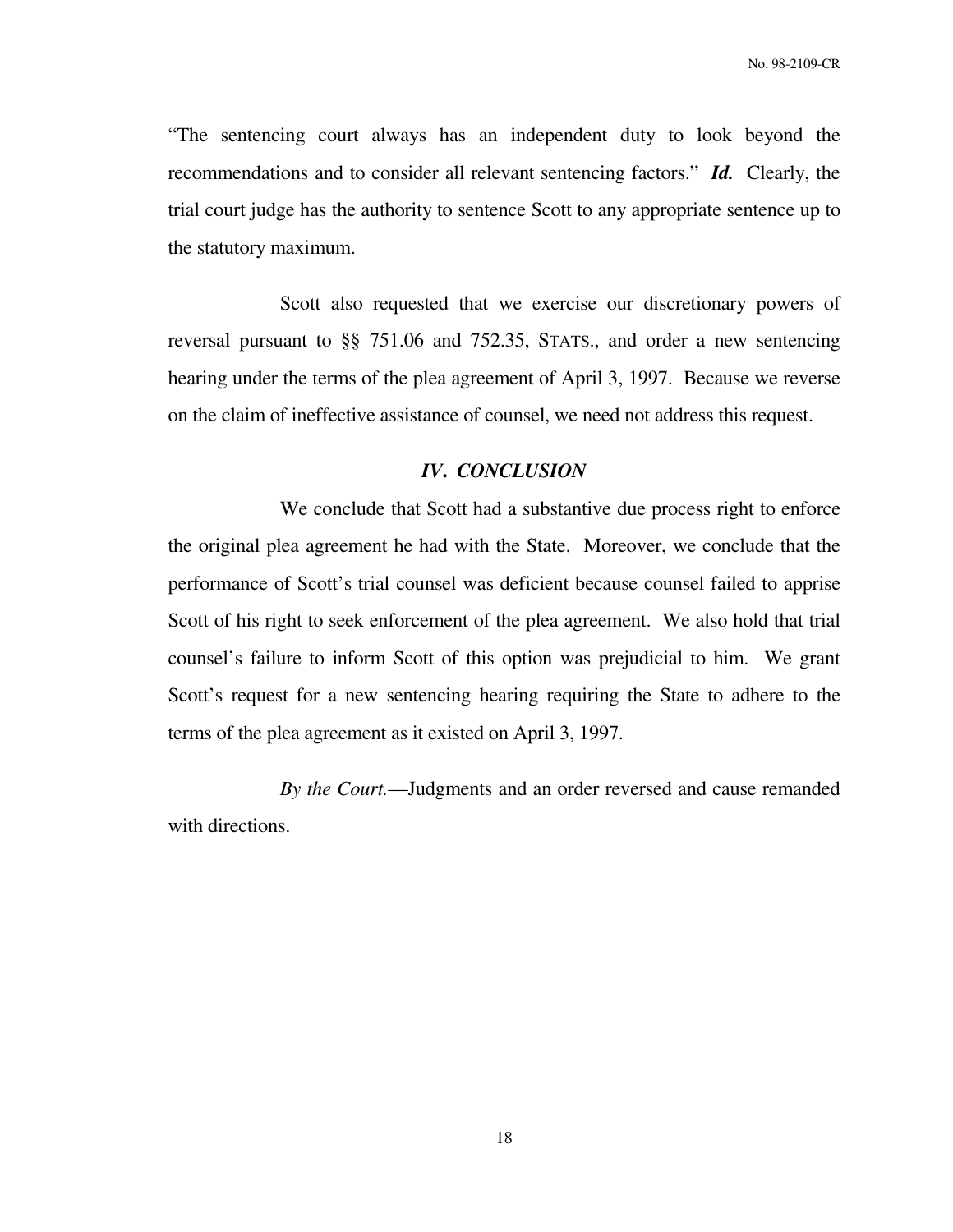"The sentencing court always has an independent duty to look beyond the recommendations and to consider all relevant sentencing factors." ***Id.*** Clearly, the trial court judge has the authority to sentence Scott to any appropriate sentence up to the statutory maximum.

Scott also requested that we exercise our discretionary powers of reversal pursuant to §§ 751.06 and 752.35, STATS., and order a new sentencing hearing under the terms of the plea agreement of April 3, 1997. Because we reverse on the claim of ineffective assistance of counsel, we need not address this request.

## *IV. CONCLUSION*

We conclude that Scott had a substantive due process right to enforce the original plea agreement he had with the State. Moreover, we conclude that the performance of Scott's trial counsel was deficient because counsel failed to apprise Scott of his right to seek enforcement of the plea agreement. We also hold that trial counsel's failure to inform Scott of this option was prejudicial to him. We grant Scott's request for a new sentencing hearing requiring the State to adhere to the terms of the plea agreement as it existed on April 3, 1997.

*By the Court.*—Judgments and an order reversed and cause remanded with directions.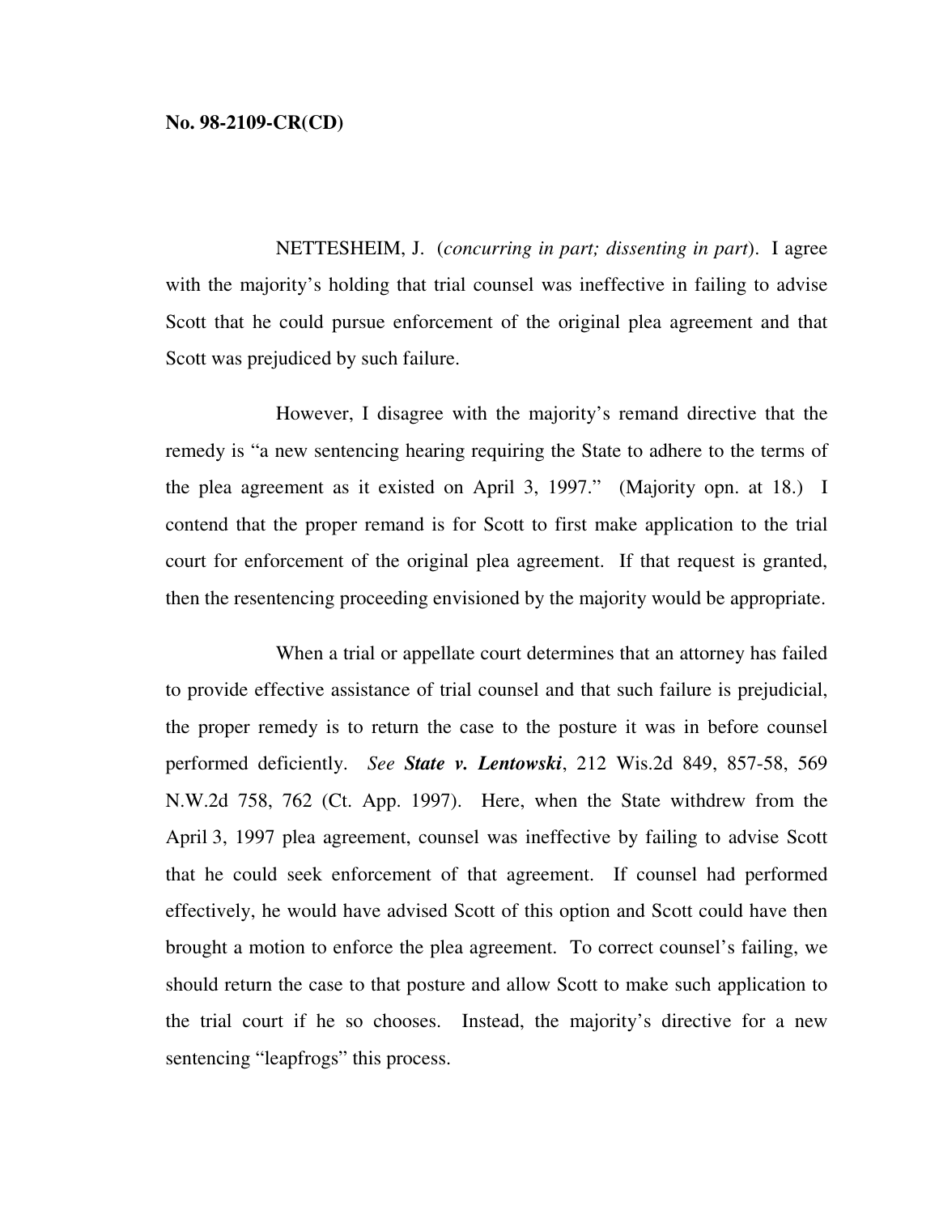**No. 98-2109-CR(CD)**

NETTESHEIM, J. (*concurring in part; dissenting in part*). I agree with the majority's holding that trial counsel was ineffective in failing to advise Scott that he could pursue enforcement of the original plea agreement and that Scott was prejudiced by such failure.

However, I disagree with the majority's remand directive that the remedy is "a new sentencing hearing requiring the State to adhere to the terms of the plea agreement as it existed on April 3, 1997." (Majority opn. at 18.) I contend that the proper remand is for Scott to first make application to the trial court for enforcement of the original plea agreement. If that request is granted, then the resentencing proceeding envisioned by the majority would be appropriate.

When a trial or appellate court determines that an attorney has failed to provide effective assistance of trial counsel and that such failure is prejudicial, the proper remedy is to return the case to the posture it was in before counsel performed deficiently. *See* ***State v. Lentowski***, 212 Wis.2d 849, 857-58, 569 N.W.2d 758, 762 (Ct. App. 1997). Here, when the State withdrew from the April 3, 1997 plea agreement, counsel was ineffective by failing to advise Scott that he could seek enforcement of that agreement. If counsel had performed effectively, he would have advised Scott of this option and Scott could have then brought a motion to enforce the plea agreement. To correct counsel's failing, we should return the case to that posture and allow Scott to make such application to the trial court if he so chooses. Instead, the majority's directive for a new sentencing "leapfrogs" this process.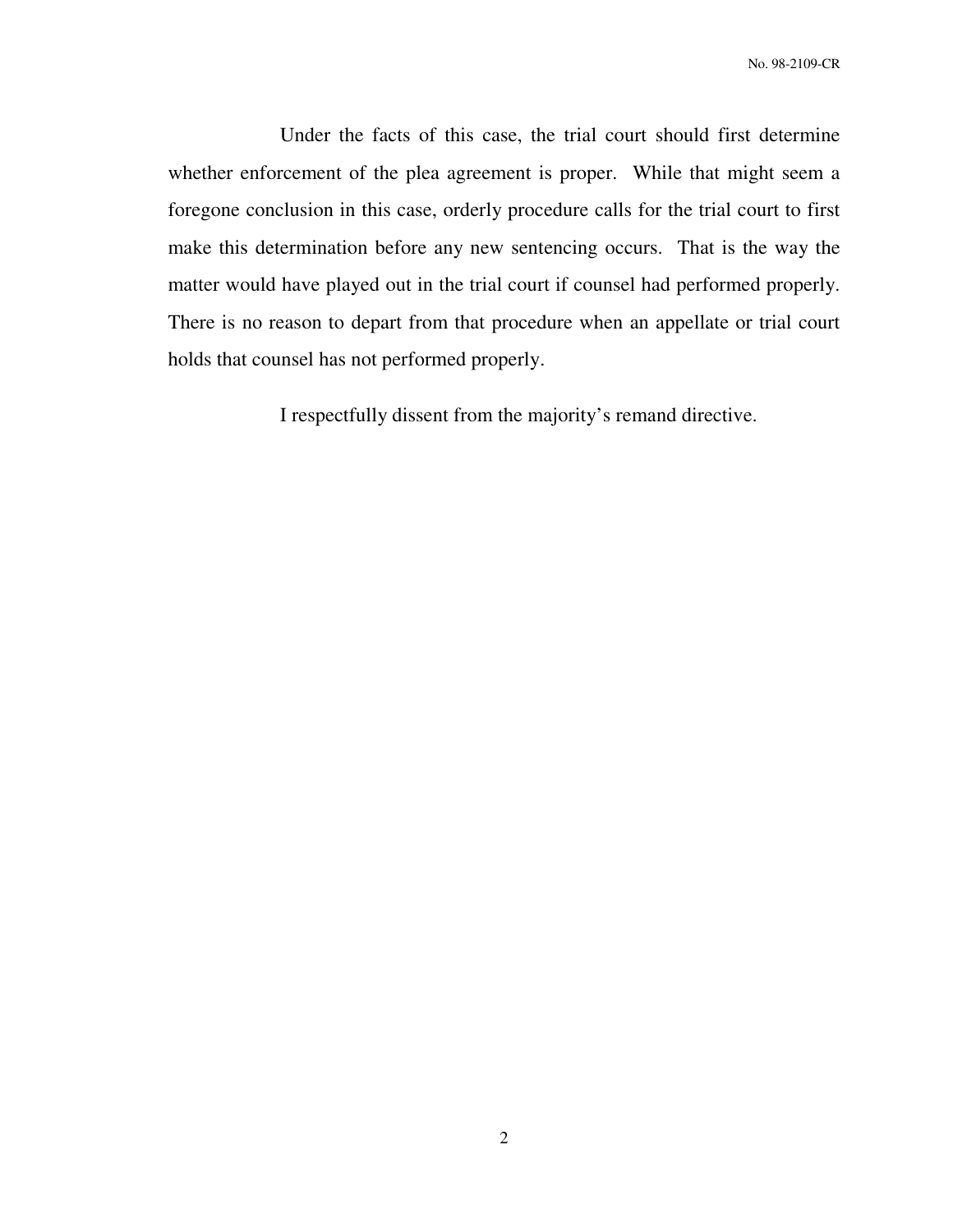Under the facts of this case, the trial court should first determine whether enforcement of the plea agreement is proper. While that might seem a foregone conclusion in this case, orderly procedure calls for the trial court to first make this determination before any new sentencing occurs. That is the way the matter would have played out in the trial court if counsel had performed properly. There is no reason to depart from that procedure when an appellate or trial court holds that counsel has not performed properly.

I respectfully dissent from the majority's remand directive.